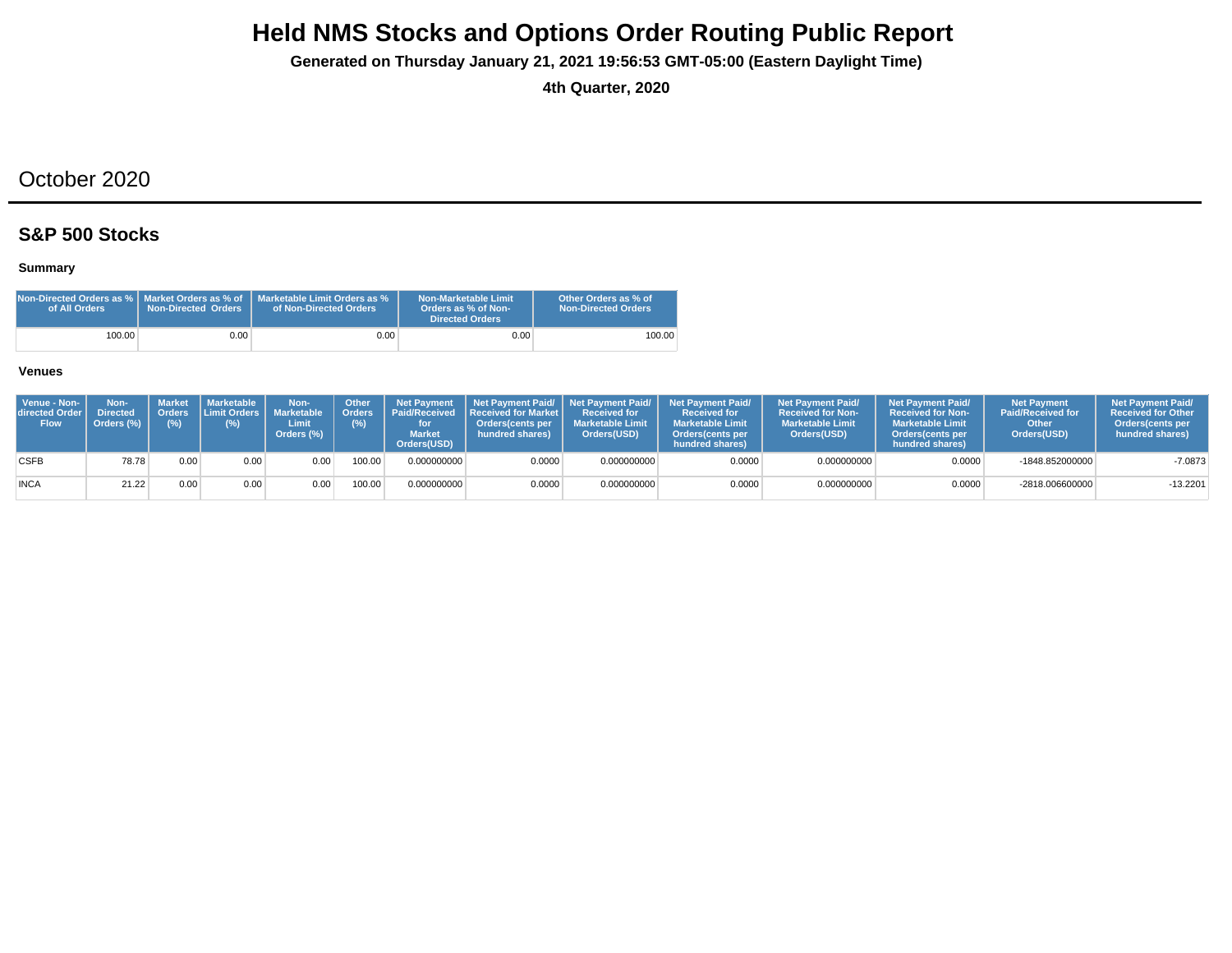# Held NMS Stocks and Options Order Routing Public Report

**Generated on Thursday January 21, 2021 19:56:53 GMT-05:00 (Eastern Daylight Time)**

**4th Quarter, 2020**

## October 2020

### S&P 500 Stocks

**Summary**

| Non-Directed Orders as % of All Orders | Market Orders as % of Non-Directed Orders | Marketable Limit Orders as % of Non-Directed Orders | Non-Marketable Limit Orders as % of Non-Directed Orders | Other Orders as % of Non-Directed Orders |
|---|---|---|---|---|
| 100.00 | 0.00 | 0.00 | 0.00 | 100.00 |

**Venues**

| Venue - Non-directed Order Flow | Non-Directed Orders (%) | Market Orders (%) | Marketable Limit Orders (%) | Non-Marketable Limit Orders (%) | Other Orders (%) | Net Payment Paid/Received for Market Orders(USD) | Net Payment Paid/ Received for Market Orders(cents per hundred shares) | Net Payment Paid/ Received for Marketable Limit Orders(USD) | Net Payment Paid/ Received for Marketable Limit Orders(cents per hundred shares) | Net Payment Paid/ Received for Non-Marketable Limit Orders(USD) | Net Payment Paid/ Received for Non-Marketable Limit Orders(cents per hundred shares) | Net Payment Paid/Received for Other Orders(USD) | Net Payment Paid/ Received for Other Orders(cents per hundred shares) |
|---|---|---|---|---|---|---|---|---|---|---|---|---|---|
| CSFB | 78.78 | 0.00 | 0.00 | 0.00 | 100.00 | 0.000000000 | 0.0000 | 0.000000000 | 0.0000 | 0.000000000 | 0.0000 | -1848.852000000 | -7.0873 |
| INCA | 21.22 | 0.00 | 0.00 | 0.00 | 100.00 | 0.000000000 | 0.0000 | 0.000000000 | 0.0000 | 0.000000000 | 0.0000 | -2818.006600000 | -13.2201 |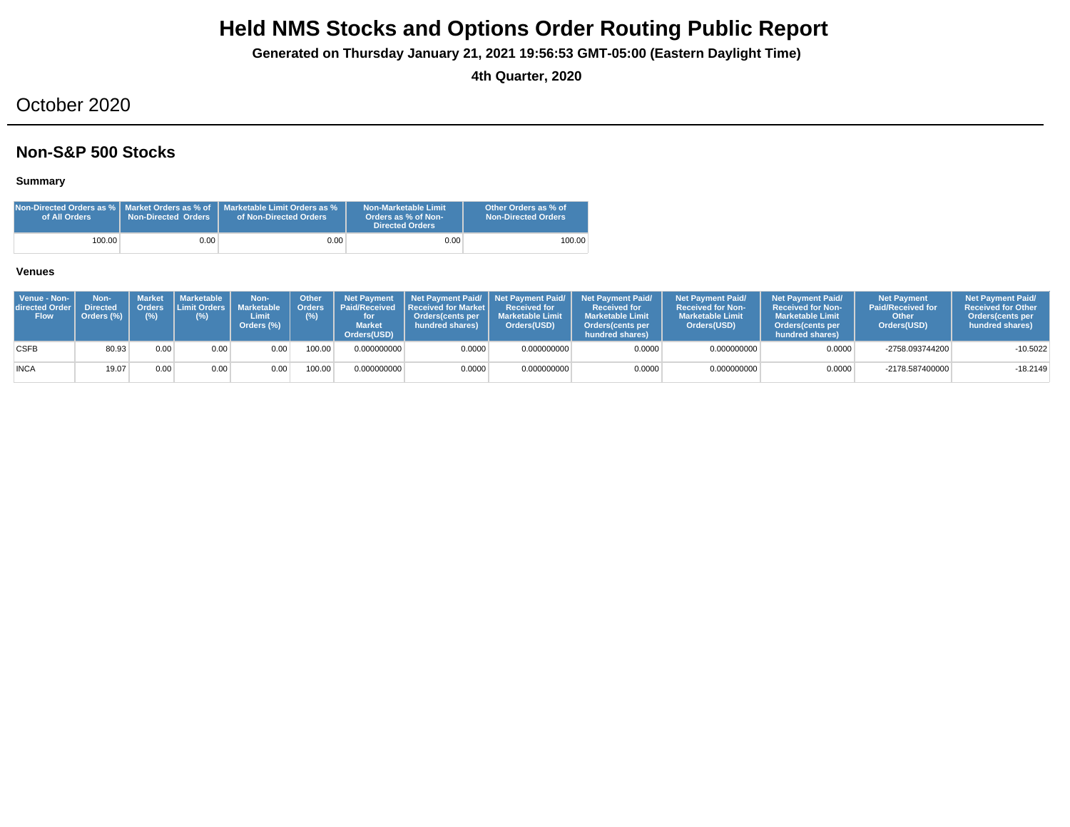# Held NMS Stocks and Options Order Routing Public Report

**Generated on Thursday January 21, 2021 19:56:53 GMT-05:00 (Eastern Daylight Time)**

**4th Quarter, 2020**

## October 2020

## Non-S&P 500 Stocks

### Summary

| Non-Directed Orders as % of All Orders | Market Orders as % of Non-Directed Orders | Marketable Limit Orders as % of Non-Directed Orders | Non-Marketable Limit Orders as % of Non-Directed Orders | Other Orders as % of Non-Directed Orders |
|---|---|---|---|---|
| 100.00 | 0.00 | 0.00 | 0.00 | 100.00 |

### Venues

| Venue - Non-directed Order Flow | Non-Directed Orders (%) | Market Orders (%) | Marketable Limit Orders (%) | Non-Marketable Limit Orders (%) | Other Orders (%) | Net Payment Paid/Received for Market Orders(USD) | Net Payment Paid/ Received for Market Orders(cents per hundred shares) | Net Payment Paid/ Received for Marketable Limit Orders(USD) | Net Payment Paid/ Received for Marketable Limit Orders(cents per hundred shares) | Net Payment Paid/ Received for Non-Marketable Limit Orders(USD) | Net Payment Paid/ Received for Non-Marketable Limit Orders(cents per hundred shares) | Net Payment Paid/Received for Other Orders(USD) | Net Payment Paid/ Received for Other Orders(cents per hundred shares) |
|---|---|---|---|---|---|---|---|---|---|---|---|---|---|
| CSFB | 80.93 | 0.00 | 0.00 | 0.00 | 100.00 | 0.000000000 | 0.0000 | 0.000000000 | 0.0000 | 0.000000000 | 0.0000 | -2758.093744200 | -10.5022 |
| INCA | 19.07 | 0.00 | 0.00 | 0.00 | 100.00 | 0.000000000 | 0.0000 | 0.000000000 | 0.0000 | 0.000000000 | 0.0000 | -2178.587400000 | -18.2149 |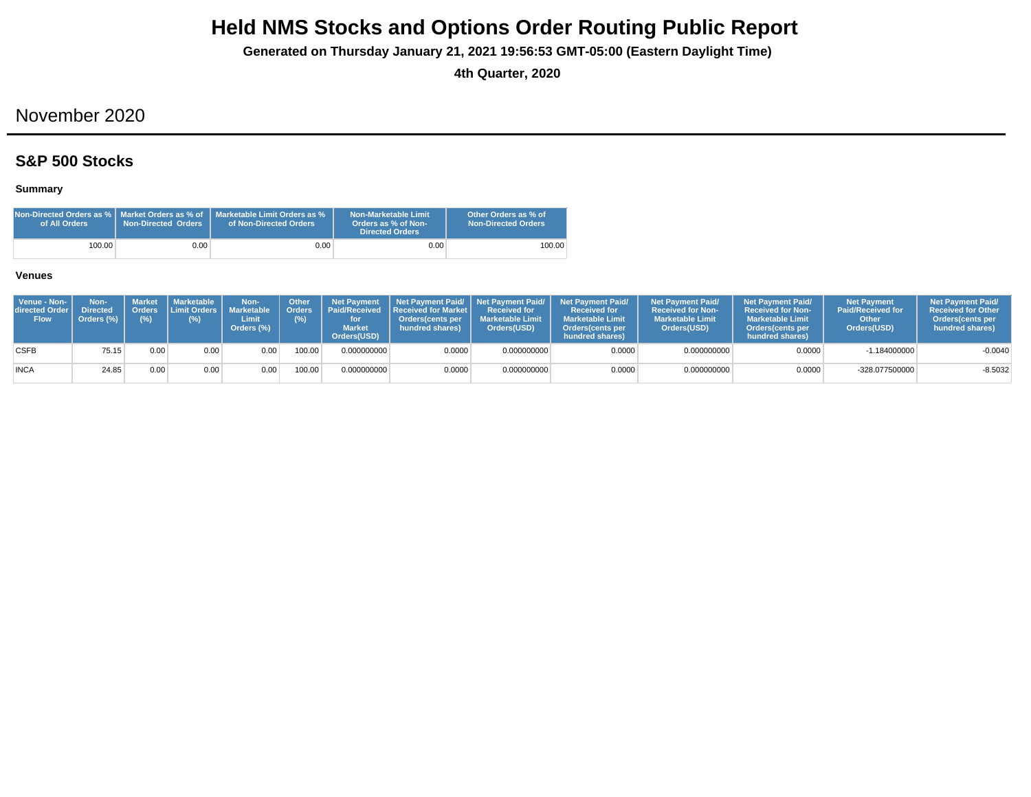# Held NMS Stocks and Options Order Routing Public Report

**Generated on Thursday January 21, 2021 19:56:53 GMT-05:00 (Eastern Daylight Time)**

**4th Quarter, 2020**

## November 2020

### S&P 500 Stocks

#### Summary

| Non-Directed Orders as % of All Orders | Market Orders as % of Non-Directed Orders | Marketable Limit Orders as % of Non-Directed Orders | Non-Marketable Limit Orders as % of Non-Directed Orders | Other Orders as % of Non-Directed Orders |
|---|---|---|---|---|
| 100.00 | 0.00 | 0.00 | 0.00 | 100.00 |

#### Venues

| Venue - Non-directed Order Flow | Non-Directed Orders (%) | Market Orders (%) | Marketable Limit Orders (%) | Non-Marketable Limit Orders (%) | Other Orders (%) | Net Payment Paid/Received for Market Orders(USD) | Net Payment Paid/ Received for Market Orders(cents per hundred shares) | Net Payment Paid/ Received for Marketable Limit Orders(USD) | Net Payment Paid/ Received for Marketable Limit Orders(cents per hundred shares) | Net Payment Paid/ Received for Non-Marketable Limit Orders(USD) | Net Payment Paid/ Received for Non-Marketable Limit Orders(cents per hundred shares) | Net Payment Paid/Received for Other Orders(USD) | Net Payment Paid/ Received for Other Orders(cents per hundred shares) |
|---|---|---|---|---|---|---|---|---|---|---|---|---|---|
| CSFB | 75.15 | 0.00 | 0.00 | 0.00 | 100.00 | 0.000000000 | 0.0000 | 0.000000000 | 0.0000 | 0.000000000 | 0.0000 | -1.184000000 | -0.0040 |
| INCA | 24.85 | 0.00 | 0.00 | 0.00 | 100.00 | 0.000000000 | 0.0000 | 0.000000000 | 0.0000 | 0.000000000 | 0.0000 | -328.077500000 | -8.5032 |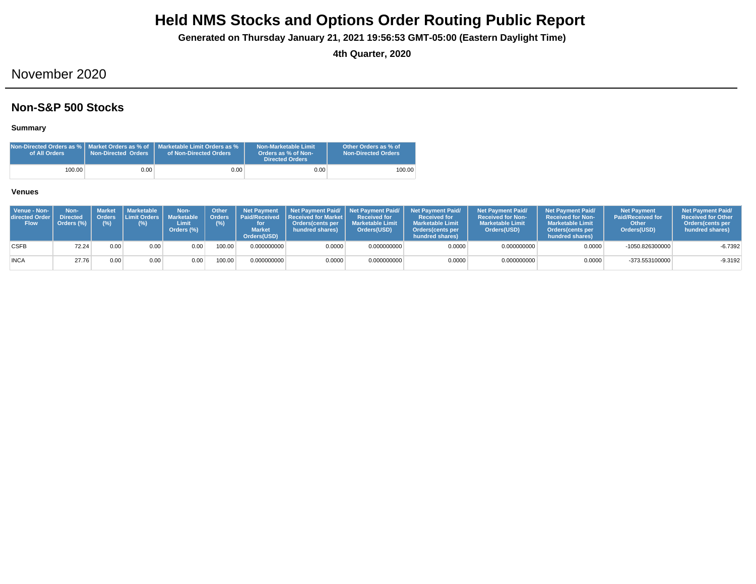# Held NMS Stocks and Options Order Routing Public Report

**Generated on Thursday January 21, 2021 19:56:53 GMT-05:00 (Eastern Daylight Time)**

**4th Quarter, 2020**

## November 2020

### Non-S&P 500 Stocks

#### Summary

| Non-Directed Orders as % of All Orders | Market Orders as % of Non-Directed Orders | Marketable Limit Orders as % of Non-Directed Orders | Non-Marketable Limit Orders as % of Non-Directed Orders | Other Orders as % of Non-Directed Orders |
|---|---|---|---|---|
| 100.00 | 0.00 | 0.00 | 0.00 | 100.00 |

#### Venues

| Venue - Non-directed Order Flow | Non-Directed Orders (%) | Market Orders (%) | Marketable Limit Orders (%) | Non-Marketable Limit Orders (%) | Other Orders (%) | Net Payment Paid/Received for Market Orders(USD) | Net Payment Paid/ Received for Market Orders(cents per hundred shares) | Net Payment Paid/ Received for Marketable Limit Orders(USD) | Net Payment Paid/ Received for Marketable Limit Orders(cents per hundred shares) | Net Payment Paid/ Received for Non-Marketable Limit Orders(USD) | Net Payment Paid/ Received for Non-Marketable Limit Orders(cents per hundred shares) | Net Payment Paid/Received for Other Orders(USD) | Net Payment Paid/ Received for Other Orders(cents per hundred shares) |
|---|---|---|---|---|---|---|---|---|---|---|---|---|---|
| CSFB | 72.24 | 0.00 | 0.00 | 0.00 | 100.00 | 0.000000000 | 0.0000 | 0.000000000 | 0.0000 | 0.000000000 | 0.0000 | -1050.826300000 | -6.7392 |
| INCA | 27.76 | 0.00 | 0.00 | 0.00 | 100.00 | 0.000000000 | 0.0000 | 0.000000000 | 0.0000 | 0.000000000 | 0.0000 | -373.553100000 | -9.3192 |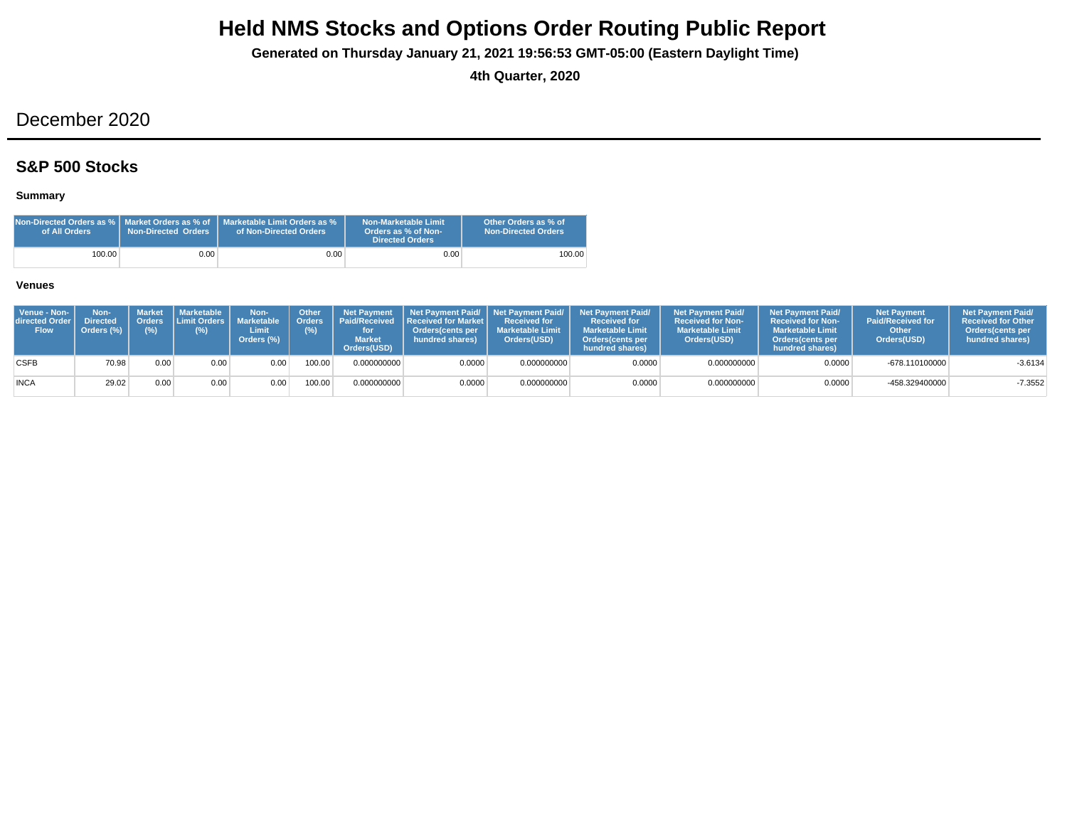# Held NMS Stocks and Options Order Routing Public Report

**Generated on Thursday January 21, 2021 19:56:53 GMT-05:00 (Eastern Daylight Time)**

**4th Quarter, 2020**

## December 2020

### S&P 500 Stocks

**Summary**

| Non-Directed Orders as % of All Orders | Market Orders as % of Non-Directed Orders | Marketable Limit Orders as % of Non-Directed Orders | Non-Marketable Limit Orders as % of Non-Directed Orders | Other Orders as % of Non-Directed Orders |
|---|---|---|---|---|
| 100.00 | 0.00 | 0.00 | 0.00 | 100.00 |

**Venues**

| Venue - Non-directed Order Flow | Non-Directed Orders (%) | Market Orders (%) | Marketable Limit Orders (%) | Non-Marketable Limit Orders (%) | Other Orders (%) | Net Payment Paid/Received for Market Orders(USD) | Net Payment Paid/ Received for Market Orders(cents per hundred shares) | Net Payment Paid/ Received for Marketable Limit Orders(USD) | Net Payment Paid/ Received for Marketable Limit Orders(cents per hundred shares) | Net Payment Paid/ Received for Non-Marketable Limit Orders(USD) | Net Payment Paid/ Received for Non-Marketable Limit Orders(cents per hundred shares) | Net Payment Paid/Received for Other Orders(USD) | Net Payment Paid/ Received for Other Orders(cents per hundred shares) |
|---|---|---|---|---|---|---|---|---|---|---|---|---|---|
| CSFB | 70.98 | 0.00 | 0.00 | 0.00 | 100.00 | 0.000000000 | 0.0000 | 0.000000000 | 0.0000 | 0.000000000 | 0.0000 | -678.110100000 | -3.6134 |
| INCA | 29.02 | 0.00 | 0.00 | 0.00 | 100.00 | 0.000000000 | 0.0000 | 0.000000000 | 0.0000 | 0.000000000 | 0.0000 | -458.329400000 | -7.3552 |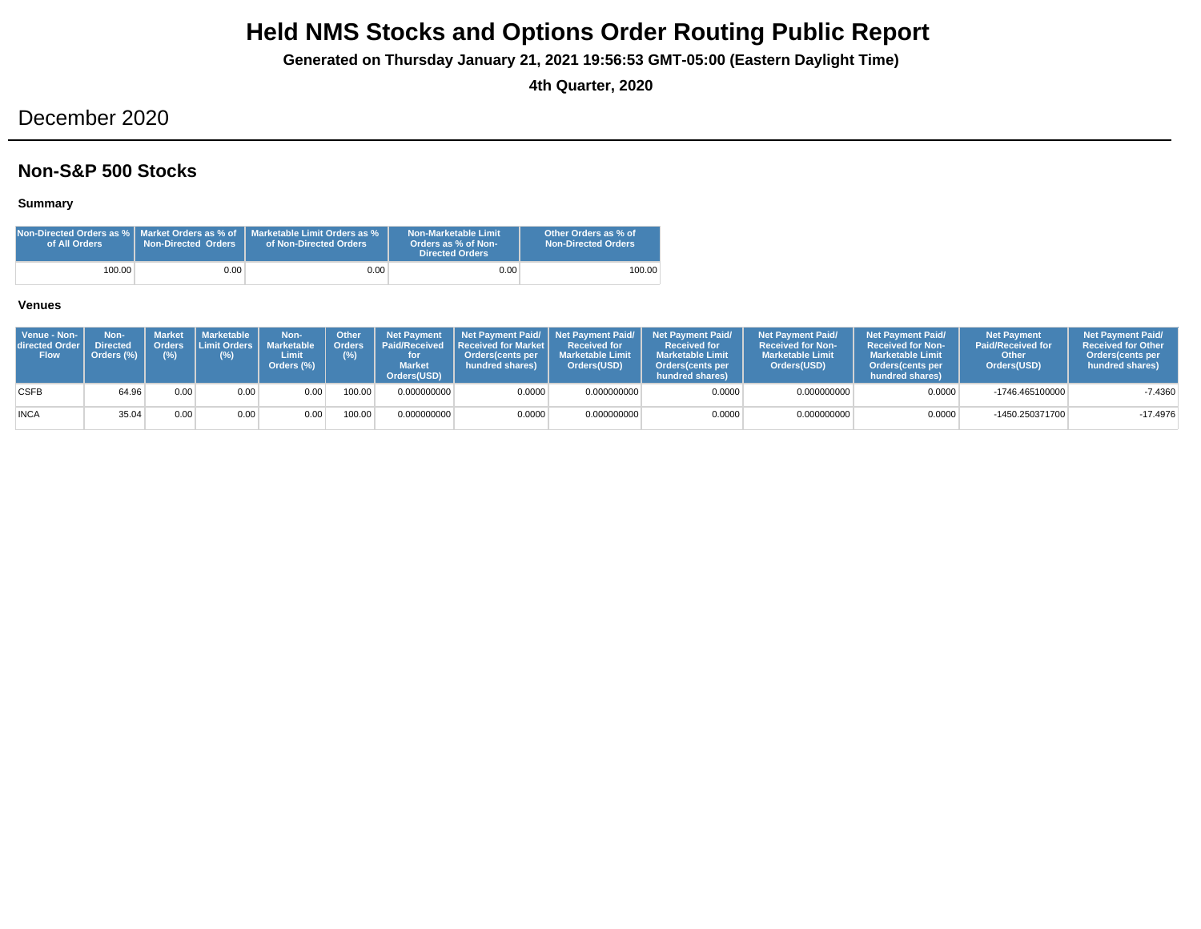# Held NMS Stocks and Options Order Routing Public Report

**Generated on Thursday January 21, 2021 19:56:53 GMT-05:00 (Eastern Daylight Time)**

**4th Quarter, 2020**

## December 2020

### Non-S&P 500 Stocks

#### Summary

| Non-Directed Orders as % of All Orders | Market Orders as % of Non-Directed Orders | Marketable Limit Orders as % of Non-Directed Orders | Non-Marketable Limit Orders as % of Non-Directed Orders | Other Orders as % of Non-Directed Orders |
|---|---|---|---|---|
| 100.00 | 0.00 | 0.00 | 0.00 | 100.00 |

#### Venues

| Venue - Non-directed Order Flow | Non-Directed Orders (%) | Market Orders (%) | Marketable Limit Orders (%) | Non-Marketable Limit Orders (%) | Other Orders (%) | Net Payment Paid/Received for Market Orders(USD) | Net Payment Paid/ Received for Market Orders(cents per hundred shares) | Net Payment Paid/ Received for Marketable Limit Orders(USD) | Net Payment Paid/ Received for Marketable Limit Orders(cents per hundred shares) | Net Payment Paid/ Received for Non-Marketable Limit Orders(USD) | Net Payment Paid/ Received for Non-Marketable Limit Orders(cents per hundred shares) | Net Payment Paid/Received for Other Orders(USD) | Net Payment Paid/ Received for Other Orders(cents per hundred shares) |
|---|---|---|---|---|---|---|---|---|---|---|---|---|---|
| CSFB | 64.96 | 0.00 | 0.00 | 0.00 | 100.00 | 0.000000000 | 0.0000 | 0.000000000 | 0.0000 | 0.000000000 | 0.0000 | -1746.465100000 | -7.4360 |
| INCA | 35.04 | 0.00 | 0.00 | 0.00 | 100.00 | 0.000000000 | 0.0000 | 0.000000000 | 0.0000 | 0.000000000 | 0.0000 | -1450.250371700 | -17.4976 |